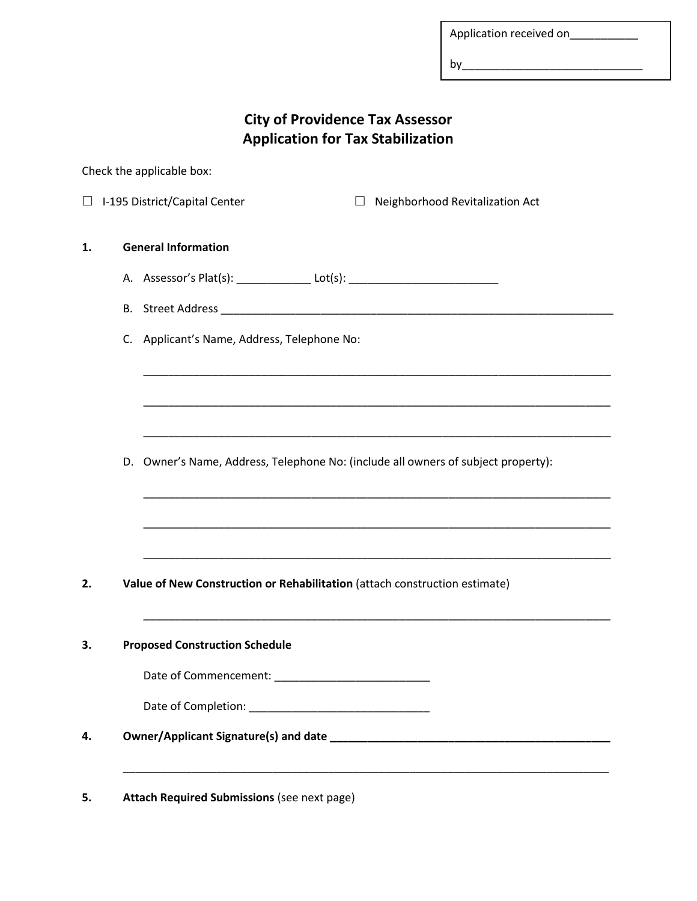Application received on___________

by_____________________________

# City of Providence Tax Assessor
# Application for Tax Stabilization

Check the applicable box:

☐ I-195 District/Capital Center ☐ Neighborhood Revitalization Act

**1. General Information**

A. Assessor's Plat(s): ____________ Lot(s): ________________________

B. Street Address _________________________________________________________________

C. Applicant's Name, Address, Telephone No:

___________________________________________________________________________

___________________________________________________________________________

___________________________________________________________________________

D. Owner's Name, Address, Telephone No: (include all owners of subject property):

___________________________________________________________________________

___________________________________________________________________________

___________________________________________________________________________

**2. Value of New Construction or Rehabilitation** (attach construction estimate)

___________________________________________________________________________

**3. Proposed Construction Schedule**

Date of Commencement: _________________________

Date of Completion: _____________________________

**4. Owner/Applicant Signature(s) and date _______________________________________________**

______________________________________________________________________________

**5. Attach Required Submissions** (see next page)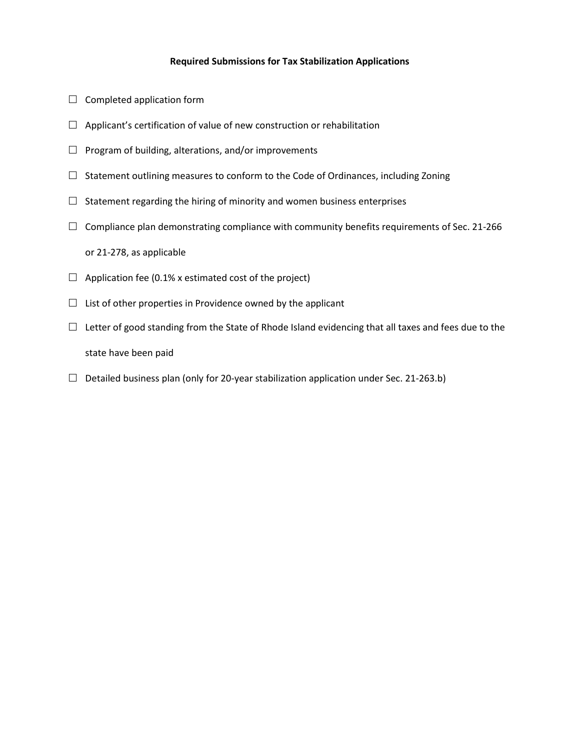**Required Submissions for Tax Stabilization Applications**

- ☐ Completed application form
- ☐ Applicant's certification of value of new construction or rehabilitation
- ☐ Program of building, alterations, and/or improvements
- ☐ Statement outlining measures to conform to the Code of Ordinances, including Zoning
- ☐ Statement regarding the hiring of minority and women business enterprises
- ☐ Compliance plan demonstrating compliance with community benefits requirements of Sec. 21-266 or 21-278, as applicable
- ☐ Application fee (0.1% x estimated cost of the project)
- ☐ List of other properties in Providence owned by the applicant
- ☐ Letter of good standing from the State of Rhode Island evidencing that all taxes and fees due to the state have been paid
- ☐ Detailed business plan (only for 20-year stabilization application under Sec. 21-263.b)